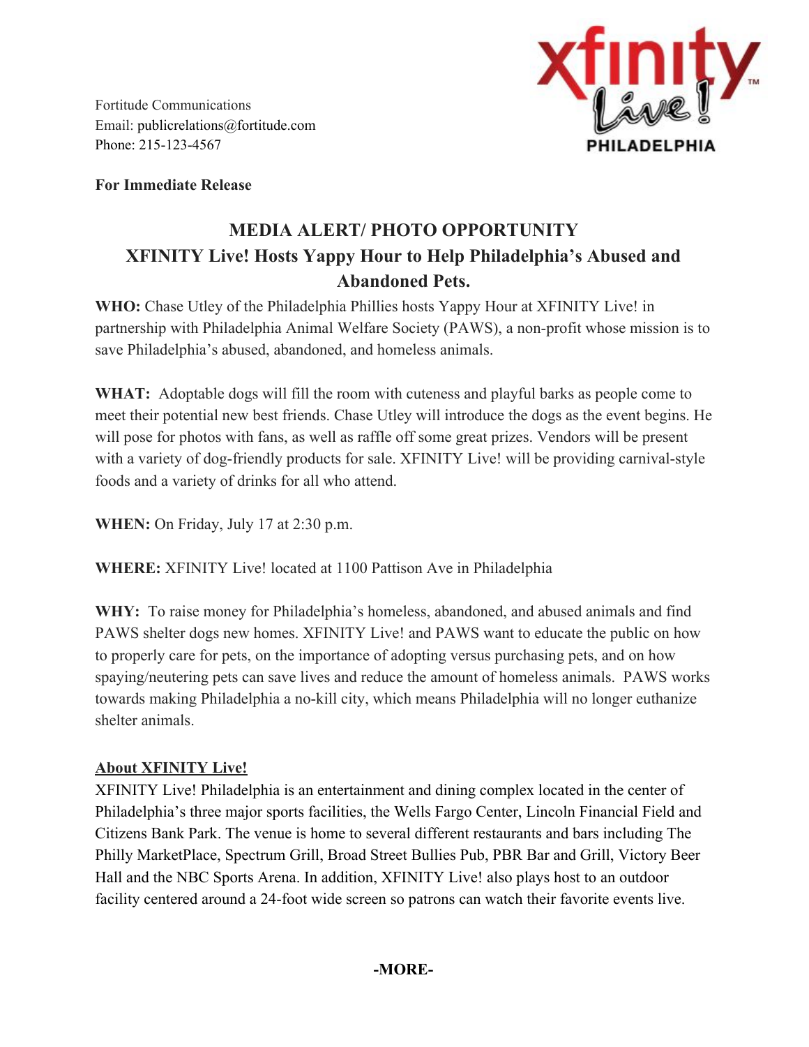Fortitude Communications
Email: publicrelations@fortitude.com
Phone: 215-123-4567

**For Immediate Release**

## MEDIA ALERT/ PHOTO OPPORTUNITY
## XFINITY Live! Hosts Yappy Hour to Help Philadelphia's Abused and Abandoned Pets.

**WHO:** Chase Utley of the Philadelphia Phillies hosts Yappy Hour at XFINITY Live! in partnership with Philadelphia Animal Welfare Society (PAWS), a non-profit whose mission is to save Philadelphia's abused, abandoned, and homeless animals.

**WHAT:** Adoptable dogs will fill the room with cuteness and playful barks as people come to meet their potential new best friends. Chase Utley will introduce the dogs as the event begins. He will pose for photos with fans, as well as raffle off some great prizes. Vendors will be present with a variety of dog-friendly products for sale. XFINITY Live! will be providing carnival-style foods and a variety of drinks for all who attend.

**WHEN:** On Friday, July 17 at 2:30 p.m.

**WHERE:** XFINITY Live! located at 1100 Pattison Ave in Philadelphia

**WHY:** To raise money for Philadelphia's homeless, abandoned, and abused animals and find PAWS shelter dogs new homes. XFINITY Live! and PAWS want to educate the public on how to properly care for pets, on the importance of adopting versus purchasing pets, and on how spaying/neutering pets can save lives and reduce the amount of homeless animals. PAWS works towards making Philadelphia a no-kill city, which means Philadelphia will no longer euthanize shelter animals.

### About XFINITY Live!

XFINITY Live! Philadelphia is an entertainment and dining complex located in the center of Philadelphia's three major sports facilities, the Wells Fargo Center, Lincoln Financial Field and Citizens Bank Park. The venue is home to several different restaurants and bars including The Philly MarketPlace, Spectrum Grill, Broad Street Bullies Pub, PBR Bar and Grill, Victory Beer Hall and the NBC Sports Arena. In addition, XFINITY Live! also plays host to an outdoor facility centered around a 24-foot wide screen so patrons can watch their favorite events live.

**-MORE-**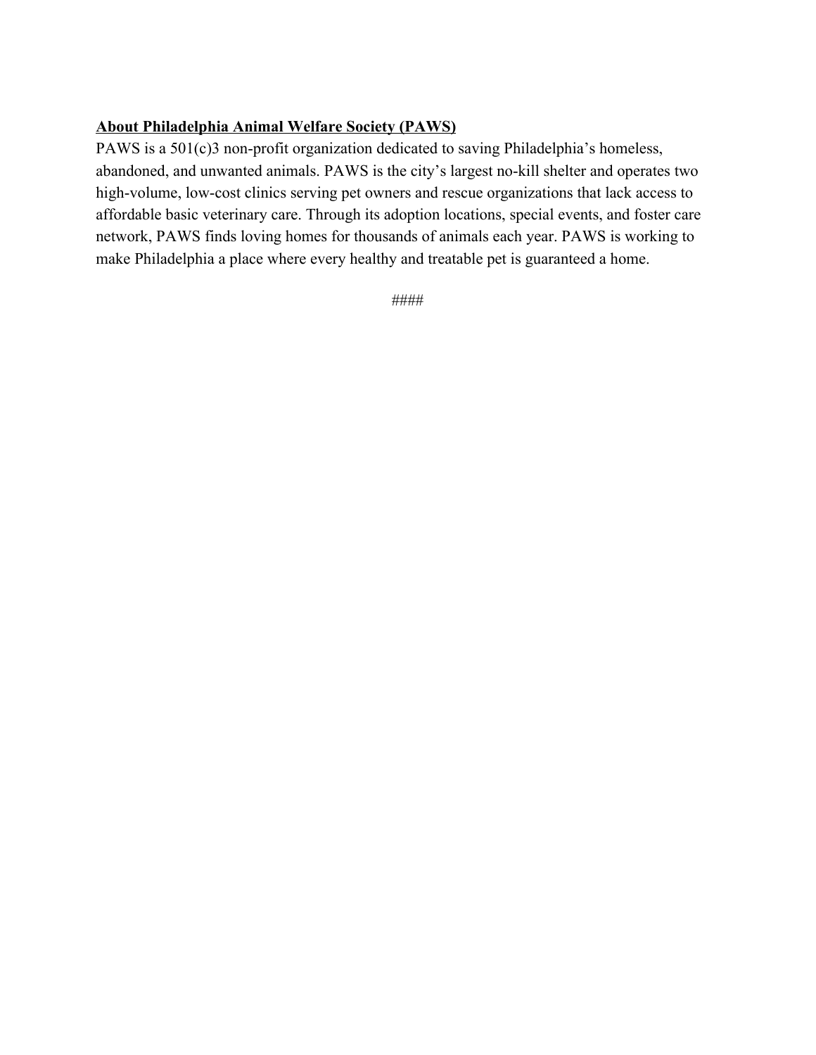**About Philadelphia Animal Welfare Society (PAWS)**

PAWS is a 501(c)3 non-profit organization dedicated to saving Philadelphia's homeless, abandoned, and unwanted animals. PAWS is the city's largest no-kill shelter and operates two high-volume, low-cost clinics serving pet owners and rescue organizations that lack access to affordable basic veterinary care. Through its adoption locations, special events, and foster care network, PAWS finds loving homes for thousands of animals each year. PAWS is working to make Philadelphia a place where every healthy and treatable pet is guaranteed a home.

####